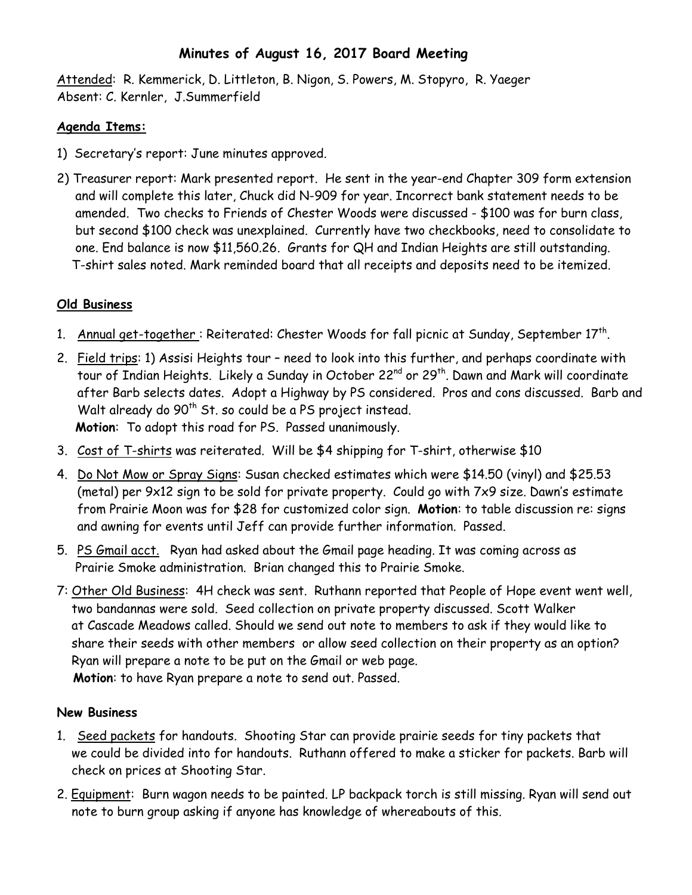# Minutes of August 16, 2017 Board Meeting

Attended: R. Kemmerick, D. Littleton, B. Nigon, S. Powers, M. Stopyro, R. Yaeger
Absent: C. Kernler, J.Summerfield

**Agenda Items:**

1) Secretary's report: June minutes approved.

2) Treasurer report: Mark presented report. He sent in the year-end Chapter 309 form extension and will complete this later, Chuck did N-909 for year. Incorrect bank statement needs to be amended. Two checks to Friends of Chester Woods were discussed - $100 was for burn class, but second $100 check was unexplained. Currently have two checkbooks, need to consolidate to one. End balance is now $11,560.26. Grants for QH and Indian Heights are still outstanding. T-shirt sales noted. Mark reminded board that all receipts and deposits need to be itemized.

## Old Business

1. Annual get-together : Reiterated: Chester Woods for fall picnic at Sunday, September 17th.
2. Field trips: 1) Assisi Heights tour – need to look into this further, and perhaps coordinate with tour of Indian Heights. Likely a Sunday in October 22nd or 29th. Dawn and Mark will coordinate after Barb selects dates. Adopt a Highway by PS considered. Pros and cons discussed. Barb and Walt already do 90th St. so could be a PS project instead.
   **Motion**: To adopt this road for PS. Passed unanimously.
3. Cost of T-shirts was reiterated. Will be $4 shipping for T-shirt, otherwise $10
4. Do Not Mow or Spray Signs: Susan checked estimates which were $14.50 (vinyl) and $25.53 (metal) per 9x12 sign to be sold for private property. Could go with 7x9 size. Dawn's estimate from Prairie Moon was for $28 for customized color sign. **Motion**: to table discussion re: signs and awning for events until Jeff can provide further information. Passed.
5. PS Gmail acct. Ryan had asked about the Gmail page heading. It was coming across as Prairie Smoke administration. Brian changed this to Prairie Smoke.

7: Other Old Business: 4H check was sent. Ruthann reported that People of Hope event went well, two bandannas were sold. Seed collection on private property discussed. Scott Walker at Cascade Meadows called. Should we send out note to members to ask if they would like to share their seeds with other members or allow seed collection on their property as an option? Ryan will prepare a note to be put on the Gmail or web page.
   **Motion**: to have Ryan prepare a note to send out. Passed.

## New Business

1. Seed packets for handouts. Shooting Star can provide prairie seeds for tiny packets that we could be divided into for handouts. Ruthann offered to make a sticker for packets. Barb will check on prices at Shooting Star.
2. Equipment: Burn wagon needs to be painted. LP backpack torch is still missing. Ryan will send out note to burn group asking if anyone has knowledge of whereabouts of this.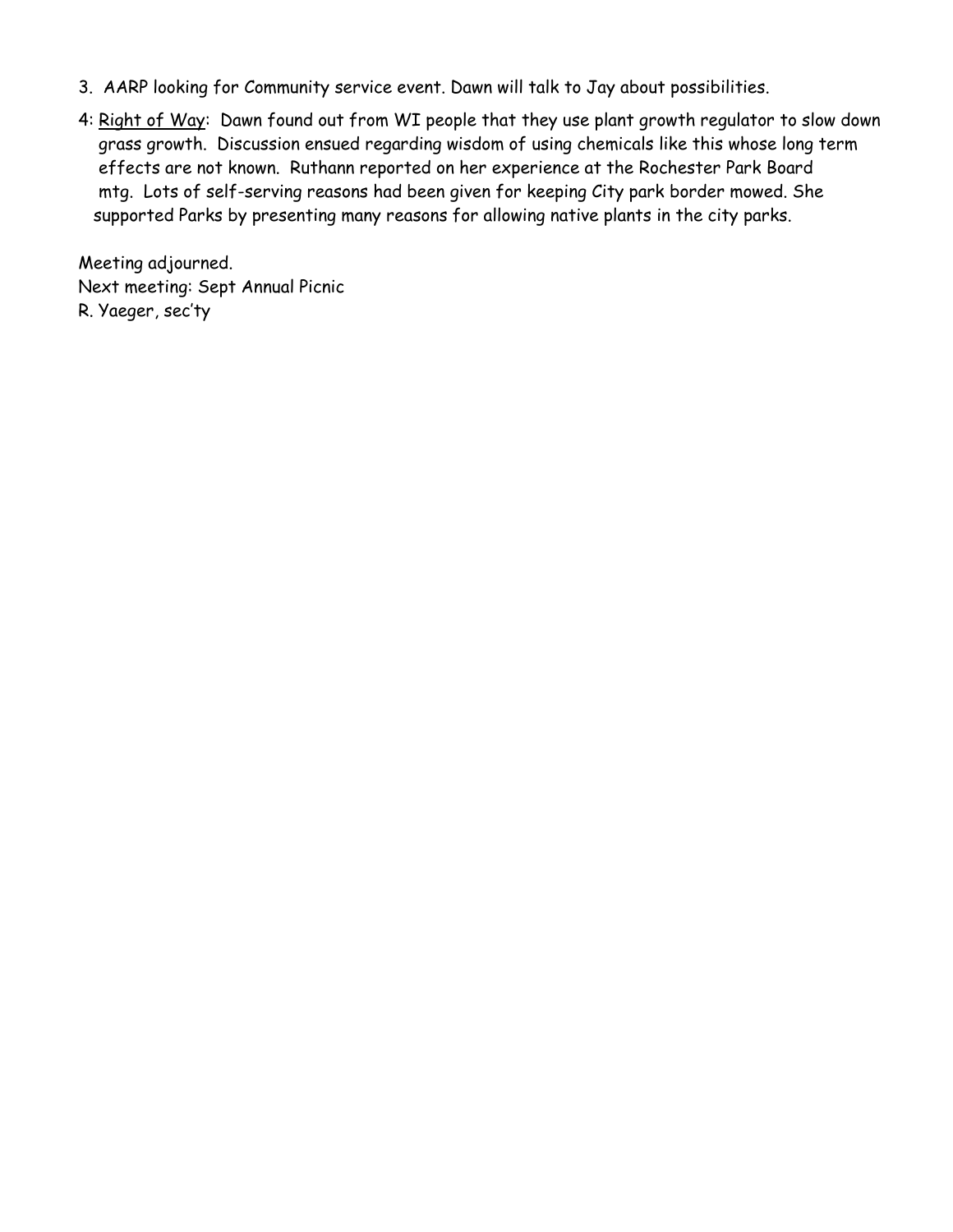3. AARP looking for Community service event. Dawn will talk to Jay about possibilities.

4: Right of Way: Dawn found out from WI people that they use plant growth regulator to slow down grass growth. Discussion ensued regarding wisdom of using chemicals like this whose long term effects are not known. Ruthann reported on her experience at the Rochester Park Board mtg. Lots of self-serving reasons had been given for keeping City park border mowed. She supported Parks by presenting many reasons for allowing native plants in the city parks.

Meeting adjourned.
Next meeting: Sept Annual Picnic
R. Yaeger, sec'ty